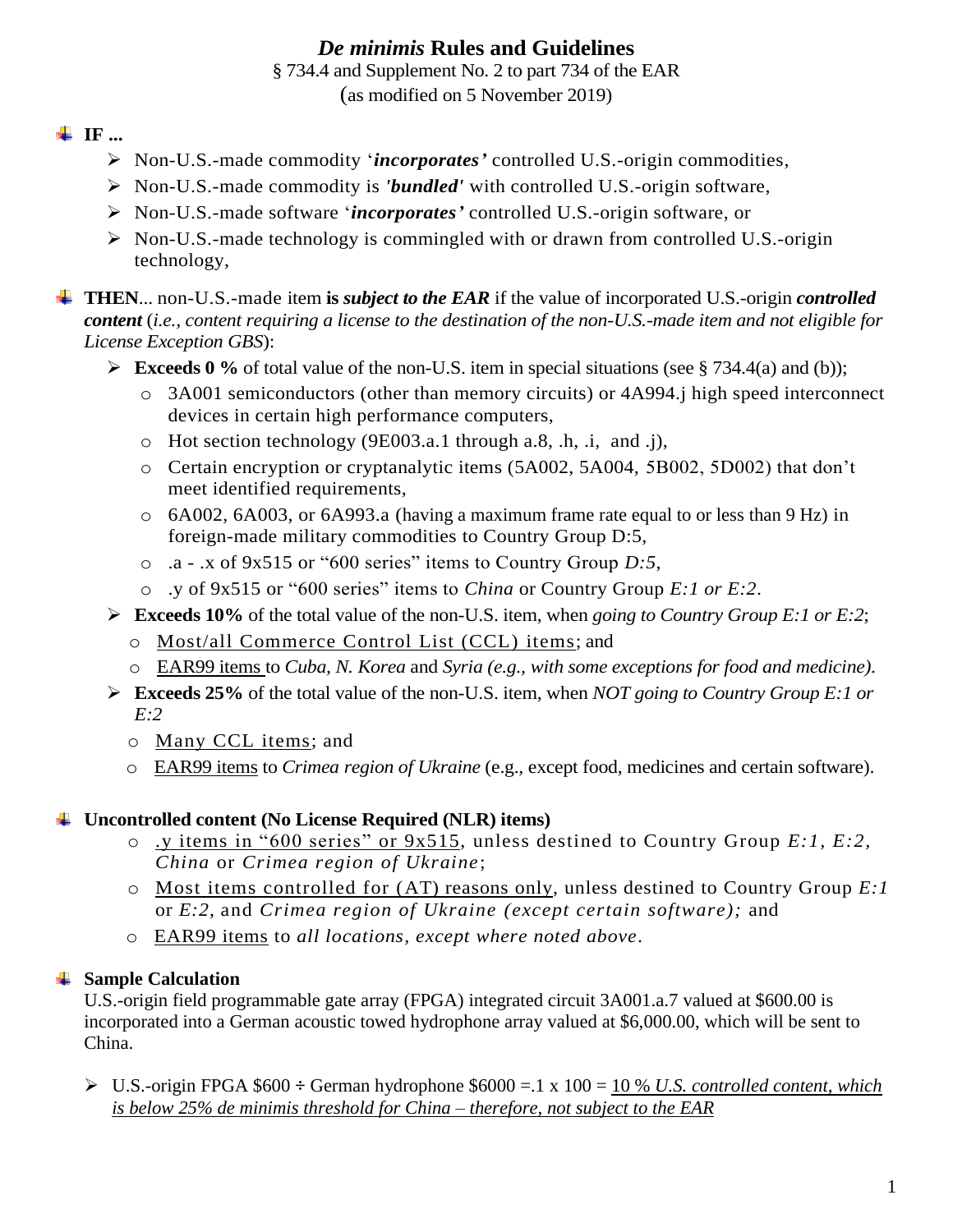# *De minimis* Rules and Guidelines

§ 734.4 and Supplement No. 2 to part 734 of the EAR

(as modified on 5 November 2019)

- **IF ...**
  - Non-U.S.-made commodity '***incorporates'*** controlled U.S.-origin commodities,
  - Non-U.S.-made commodity is ***'bundled'*** with controlled U.S.-origin software,
  - Non-U.S.-made software '***incorporates'*** controlled U.S.-origin software, or
  - Non-U.S.-made technology is commingled with or drawn from controlled U.S.-origin technology,

- **THEN**... non-U.S.-made item **is *subject to the EAR*** if the value of incorporated U.S.-origin ***controlled content*** (*i.e., content requiring a license to the destination of the non-U.S.-made item and not eligible for License Exception GBS*):
  - **Exceeds 0 %** of total value of the non-U.S. item in special situations (see § 734.4(a) and (b));
    - 3A001 semiconductors (other than memory circuits) or 4A994.j high speed interconnect devices in certain high performance computers,
    - Hot section technology (9E003.a.1 through a.8, .h, .i, and .j),
    - Certain encryption or cryptanalytic items (5A002, 5A004, 5B002, 5D002) that don't meet identified requirements,
    - 6A002, 6A003, or 6A993.a (having a maximum frame rate equal to or less than 9 Hz) in foreign-made military commodities to Country Group D:5,
    - .a - .x of 9x515 or "600 series" items to Country Group *D:5*,
    - .y of 9x515 or "600 series" items to *China* or Country Group *E:1 or E:2*.
  - **Exceeds 10%** of the total value of the non-U.S. item, when *going to Country Group E:1 or E:2*;
    - Most/all Commerce Control List (CCL) items; and
    - EAR99 items to *Cuba, N. Korea* and *Syria (e.g., with some exceptions for food and medicine).*
  - **Exceeds 25%** of the total value of the non-U.S. item, when *NOT going to Country Group E:1 or E:2*
    - Many CCL items; and
    - EAR99 items to *Crimea region of Ukraine* (e.g., except food, medicines and certain software).

- **Uncontrolled content (No License Required (NLR) items)**
  - .y items in "600 series" or 9x515, unless destined to Country Group *E:1, E:2, China* or *Crimea region of Ukraine*;
  - Most items controlled for (AT) reasons only, unless destined to Country Group *E:1* or *E:2*, and *Crimea region of Ukraine (except certain software);* and
  - EAR99 items to *all locations, except where noted above*.

- **Sample Calculation**

  U.S.-origin field programmable gate array (FPGA) integrated circuit 3A001.a.7 valued at $600.00 is incorporated into a German acoustic towed hydrophone array valued at $6,000.00, which will be sent to China.

  - U.S.-origin FPGA $600 ÷ German hydrophone $6000 =.1 x 100 = 10 % *U.S. controlled content, which is below 25% de minimis threshold for China – therefore, not subject to the EAR*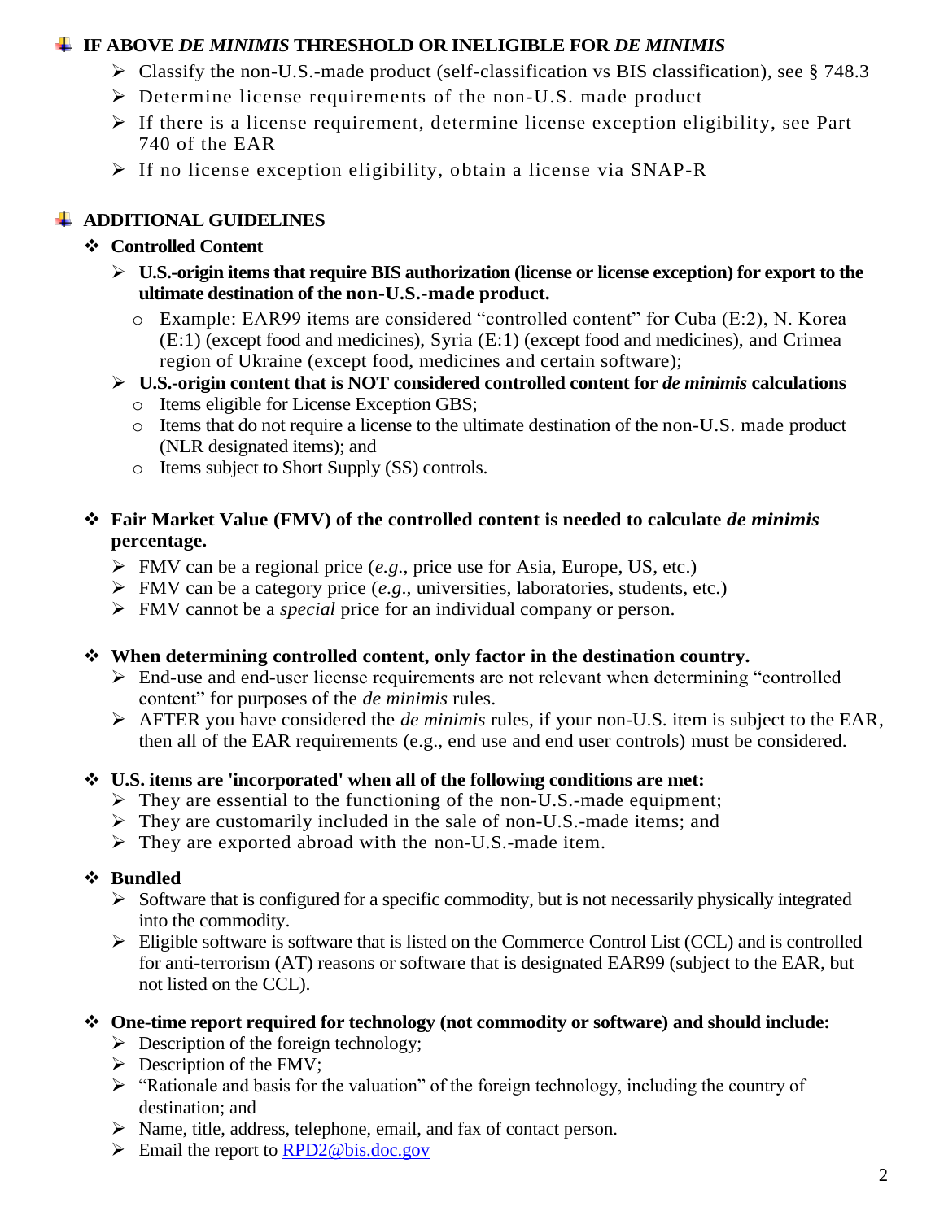## IF ABOVE *DE MINIMIS* THRESHOLD OR INELIGIBLE FOR *DE MINIMIS*

- Classify the non-U.S.-made product (self-classification vs BIS classification), see § 748.3
- Determine license requirements of the non-U.S. made product
- If there is a license requirement, determine license exception eligibility, see Part 740 of the EAR
- If no license exception eligibility, obtain a license via SNAP-R

## ADDITIONAL GUIDELINES

### Controlled Content

- **U.S.-origin items that require BIS authorization (license or license exception) for export to the ultimate destination of the non-U.S.-made product.**
  - Example: EAR99 items are considered "controlled content" for Cuba (E:2), N. Korea (E:1) (except food and medicines), Syria (E:1) (except food and medicines), and Crimea region of Ukraine (except food, medicines and certain software);
- **U.S.-origin content that is NOT considered controlled content for *de minimis* calculations**
  - Items eligible for License Exception GBS;
  - Items that do not require a license to the ultimate destination of the non-U.S. made product (NLR designated items); and
  - Items subject to Short Supply (SS) controls.

### Fair Market Value (FMV) of the controlled content is needed to calculate *de minimis* percentage.

- FMV can be a regional price (*e.g.*, price use for Asia, Europe, US, etc.)
- FMV can be a category price (*e.g*., universities, laboratories, students, etc.)
- FMV cannot be a *special* price for an individual company or person.

### When determining controlled content, only factor in the destination country.

- End-use and end-user license requirements are not relevant when determining "controlled content" for purposes of the *de minimis* rules.
- AFTER you have considered the *de minimis* rules, if your non-U.S. item is subject to the EAR, then all of the EAR requirements (e.g., end use and end user controls) must be considered.

### U.S. items are 'incorporated' when all of the following conditions are met:

- They are essential to the functioning of the non-U.S.-made equipment;
- They are customarily included in the sale of non-U.S.-made items; and
- They are exported abroad with the non-U.S.-made item.

### Bundled

- Software that is configured for a specific commodity, but is not necessarily physically integrated into the commodity.
- Eligible software is software that is listed on the Commerce Control List (CCL) and is controlled for anti-terrorism (AT) reasons or software that is designated EAR99 (subject to the EAR, but not listed on the CCL).

### One-time report required for technology (not commodity or software) and should include:

- Description of the foreign technology;
- Description of the FMV;
- "Rationale and basis for the valuation" of the foreign technology, including the country of destination; and
- Name, title, address, telephone, email, and fax of contact person.
- Email the report to RPD2@bis.doc.gov